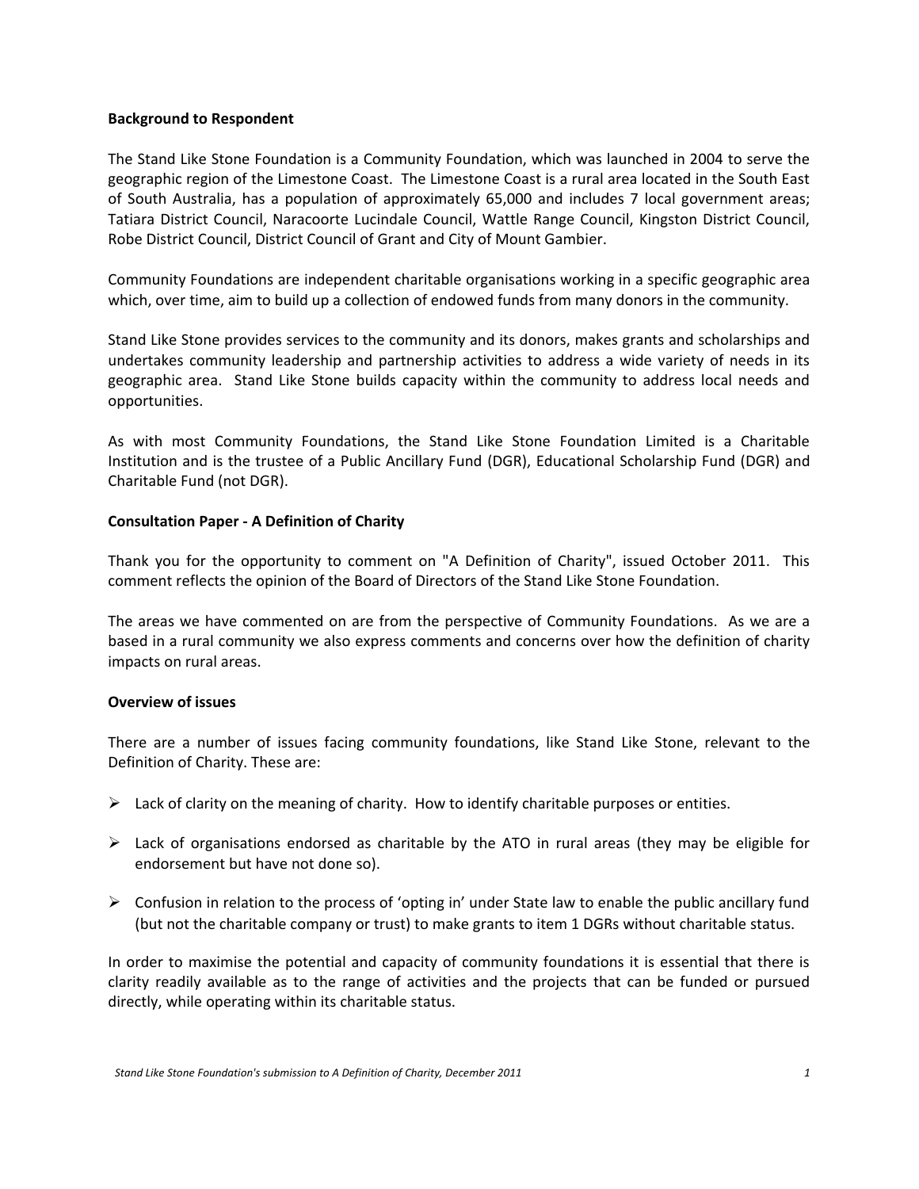**Background to Respondent**

The Stand Like Stone Foundation is a Community Foundation, which was launched in 2004 to serve the geographic region of the Limestone Coast. The Limestone Coast is a rural area located in the South East of South Australia, has a population of approximately 65,000 and includes 7 local government areas; Tatiara District Council, Naracoorte Lucindale Council, Wattle Range Council, Kingston District Council, Robe District Council, District Council of Grant and City of Mount Gambier.

Community Foundations are independent charitable organisations working in a specific geographic area which, over time, aim to build up a collection of endowed funds from many donors in the community.

Stand Like Stone provides services to the community and its donors, makes grants and scholarships and undertakes community leadership and partnership activities to address a wide variety of needs in its geographic area. Stand Like Stone builds capacity within the community to address local needs and opportunities.

As with most Community Foundations, the Stand Like Stone Foundation Limited is a Charitable Institution and is the trustee of a Public Ancillary Fund (DGR), Educational Scholarship Fund (DGR) and Charitable Fund (not DGR).

**Consultation Paper - A Definition of Charity**

Thank you for the opportunity to comment on "A Definition of Charity", issued October 2011. This comment reflects the opinion of the Board of Directors of the Stand Like Stone Foundation.

The areas we have commented on are from the perspective of Community Foundations. As we are a based in a rural community we also express comments and concerns over how the definition of charity impacts on rural areas.

**Overview of issues**

There are a number of issues facing community foundations, like Stand Like Stone, relevant to the Definition of Charity. These are:

- Lack of clarity on the meaning of charity. How to identify charitable purposes or entities.
- Lack of organisations endorsed as charitable by the ATO in rural areas (they may be eligible for endorsement but have not done so).
- Confusion in relation to the process of 'opting in' under State law to enable the public ancillary fund (but not the charitable company or trust) to make grants to item 1 DGRs without charitable status.

In order to maximise the potential and capacity of community foundations it is essential that there is clarity readily available as to the range of activities and the projects that can be funded or pursued directly, while operating within its charitable status.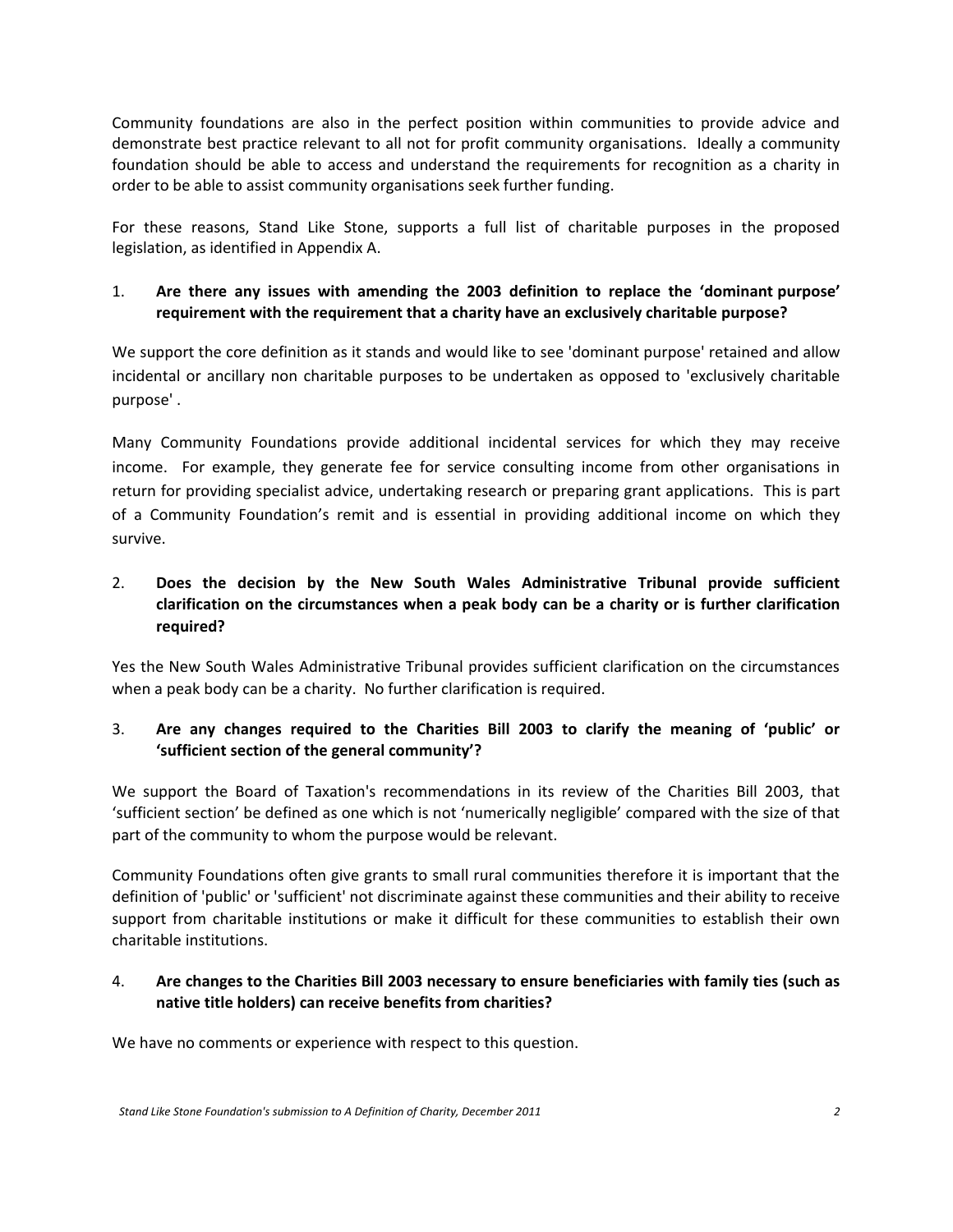Community foundations are also in the perfect position within communities to provide advice and demonstrate best practice relevant to all not for profit community organisations. Ideally a community foundation should be able to access and understand the requirements for recognition as a charity in order to be able to assist community organisations seek further funding.

For these reasons, Stand Like Stone, supports a full list of charitable purposes in the proposed legislation, as identified in Appendix A.

1. **Are there any issues with amending the 2003 definition to replace the 'dominant purpose' requirement with the requirement that a charity have an exclusively charitable purpose?**

We support the core definition as it stands and would like to see 'dominant purpose' retained and allow incidental or ancillary non charitable purposes to be undertaken as opposed to 'exclusively charitable purpose' .

Many Community Foundations provide additional incidental services for which they may receive income. For example, they generate fee for service consulting income from other organisations in return for providing specialist advice, undertaking research or preparing grant applications. This is part of a Community Foundation's remit and is essential in providing additional income on which they survive.

2. **Does the decision by the New South Wales Administrative Tribunal provide sufficient clarification on the circumstances when a peak body can be a charity or is further clarification required?**

Yes the New South Wales Administrative Tribunal provides sufficient clarification on the circumstances when a peak body can be a charity. No further clarification is required.

3. **Are any changes required to the Charities Bill 2003 to clarify the meaning of 'public' or 'sufficient section of the general community'?**

We support the Board of Taxation's recommendations in its review of the Charities Bill 2003, that 'sufficient section' be defined as one which is not 'numerically negligible' compared with the size of that part of the community to whom the purpose would be relevant.

Community Foundations often give grants to small rural communities therefore it is important that the definition of 'public' or 'sufficient' not discriminate against these communities and their ability to receive support from charitable institutions or make it difficult for these communities to establish their own charitable institutions.

4. **Are changes to the Charities Bill 2003 necessary to ensure beneficiaries with family ties (such as native title holders) can receive benefits from charities?**

We have no comments or experience with respect to this question.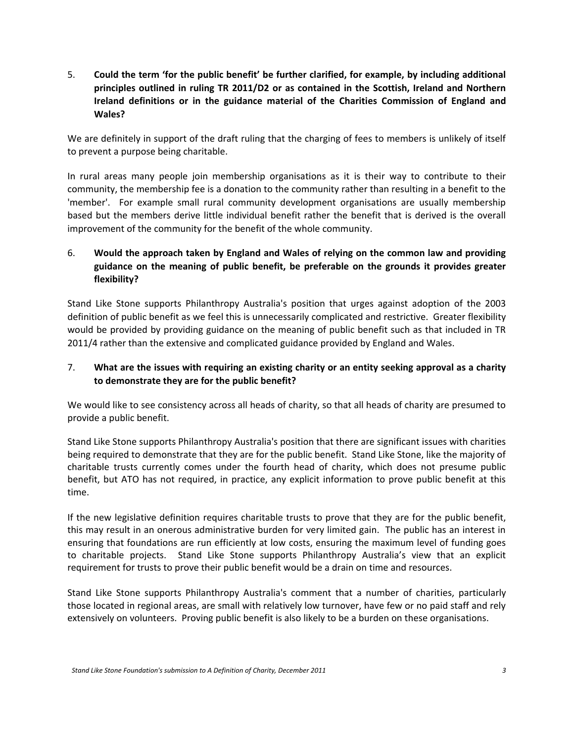5. **Could the term 'for the public benefit' be further clarified, for example, by including additional principles outlined in ruling TR 2011/D2 or as contained in the Scottish, Ireland and Northern Ireland definitions or in the guidance material of the Charities Commission of England and Wales?**

We are definitely in support of the draft ruling that the charging of fees to members is unlikely of itself to prevent a purpose being charitable.

In rural areas many people join membership organisations as it is their way to contribute to their community, the membership fee is a donation to the community rather than resulting in a benefit to the 'member'. For example small rural community development organisations are usually membership based but the members derive little individual benefit rather the benefit that is derived is the overall improvement of the community for the benefit of the whole community.

6. **Would the approach taken by England and Wales of relying on the common law and providing guidance on the meaning of public benefit, be preferable on the grounds it provides greater flexibility?**

Stand Like Stone supports Philanthropy Australia's position that urges against adoption of the 2003 definition of public benefit as we feel this is unnecessarily complicated and restrictive. Greater flexibility would be provided by providing guidance on the meaning of public benefit such as that included in TR 2011/4 rather than the extensive and complicated guidance provided by England and Wales.

7. **What are the issues with requiring an existing charity or an entity seeking approval as a charity to demonstrate they are for the public benefit?**

We would like to see consistency across all heads of charity, so that all heads of charity are presumed to provide a public benefit.

Stand Like Stone supports Philanthropy Australia's position that there are significant issues with charities being required to demonstrate that they are for the public benefit. Stand Like Stone, like the majority of charitable trusts currently comes under the fourth head of charity, which does not presume public benefit, but ATO has not required, in practice, any explicit information to prove public benefit at this time.

If the new legislative definition requires charitable trusts to prove that they are for the public benefit, this may result in an onerous administrative burden for very limited gain. The public has an interest in ensuring that foundations are run efficiently at low costs, ensuring the maximum level of funding goes to charitable projects. Stand Like Stone supports Philanthropy Australia's view that an explicit requirement for trusts to prove their public benefit would be a drain on time and resources.

Stand Like Stone supports Philanthropy Australia's comment that a number of charities, particularly those located in regional areas, are small with relatively low turnover, have few or no paid staff and rely extensively on volunteers. Proving public benefit is also likely to be a burden on these organisations.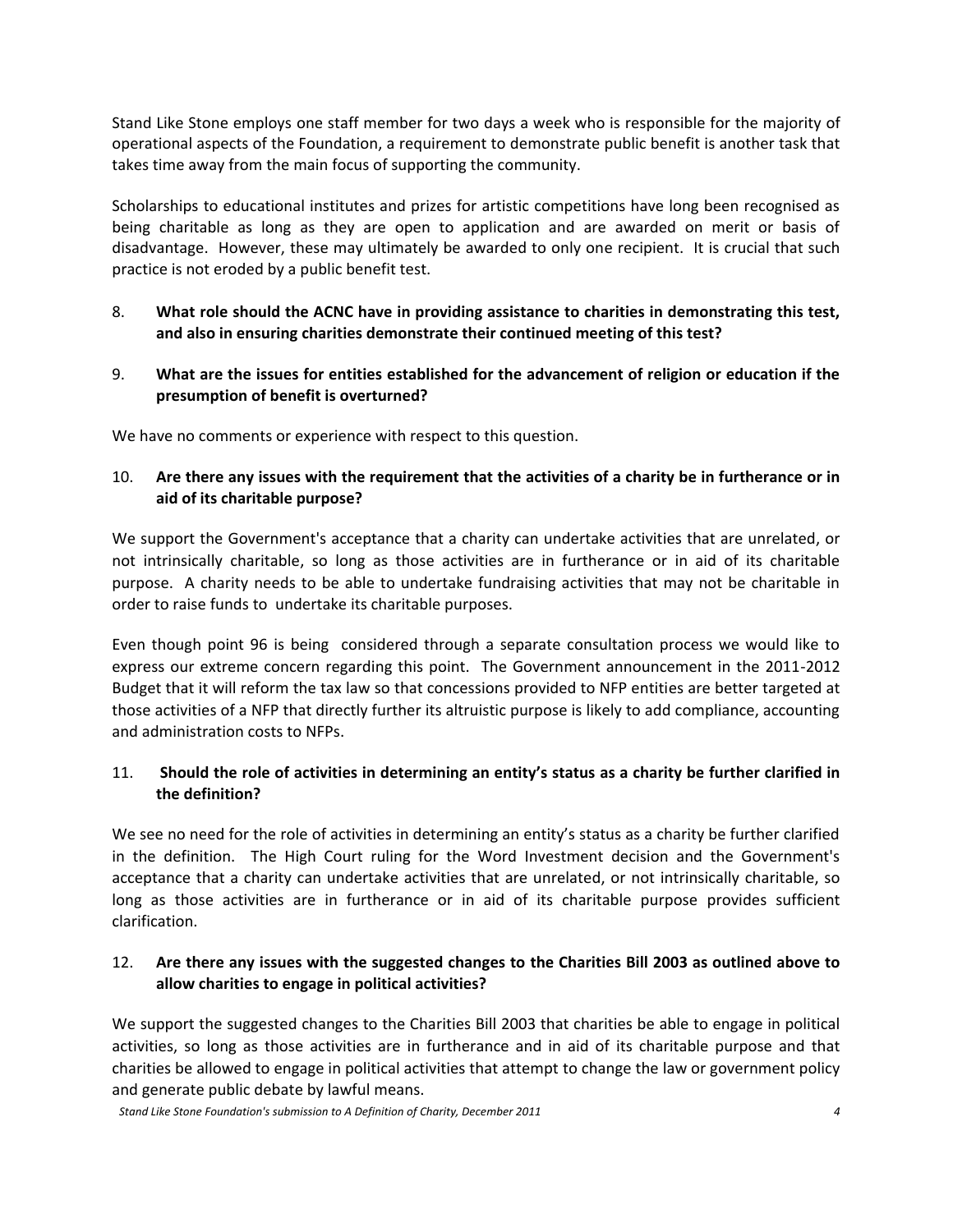Stand Like Stone employs one staff member for two days a week who is responsible for the majority of operational aspects of the Foundation, a requirement to demonstrate public benefit is another task that takes time away from the main focus of supporting the community.

Scholarships to educational institutes and prizes for artistic competitions have long been recognised as being charitable as long as they are open to application and are awarded on merit or basis of disadvantage. However, these may ultimately be awarded to only one recipient. It is crucial that such practice is not eroded by a public benefit test.

8. **What role should the ACNC have in providing assistance to charities in demonstrating this test, and also in ensuring charities demonstrate their continued meeting of this test?**

9. **What are the issues for entities established for the advancement of religion or education if the presumption of benefit is overturned?**

We have no comments or experience with respect to this question.

10. **Are there any issues with the requirement that the activities of a charity be in furtherance or in aid of its charitable purpose?**

We support the Government's acceptance that a charity can undertake activities that are unrelated, or not intrinsically charitable, so long as those activities are in furtherance or in aid of its charitable purpose. A charity needs to be able to undertake fundraising activities that may not be charitable in order to raise funds to undertake its charitable purposes.

Even though point 96 is being considered through a separate consultation process we would like to express our extreme concern regarding this point. The Government announcement in the 2011-2012 Budget that it will reform the tax law so that concessions provided to NFP entities are better targeted at those activities of a NFP that directly further its altruistic purpose is likely to add compliance, accounting and administration costs to NFPs.

11. **Should the role of activities in determining an entity's status as a charity be further clarified in the definition?**

We see no need for the role of activities in determining an entity's status as a charity be further clarified in the definition. The High Court ruling for the Word Investment decision and the Government's acceptance that a charity can undertake activities that are unrelated, or not intrinsically charitable, so long as those activities are in furtherance or in aid of its charitable purpose provides sufficient clarification.

12. **Are there any issues with the suggested changes to the Charities Bill 2003 as outlined above to allow charities to engage in political activities?**

We support the suggested changes to the Charities Bill 2003 that charities be able to engage in political activities, so long as those activities are in furtherance and in aid of its charitable purpose and that charities be allowed to engage in political activities that attempt to change the law or government policy and generate public debate by lawful means.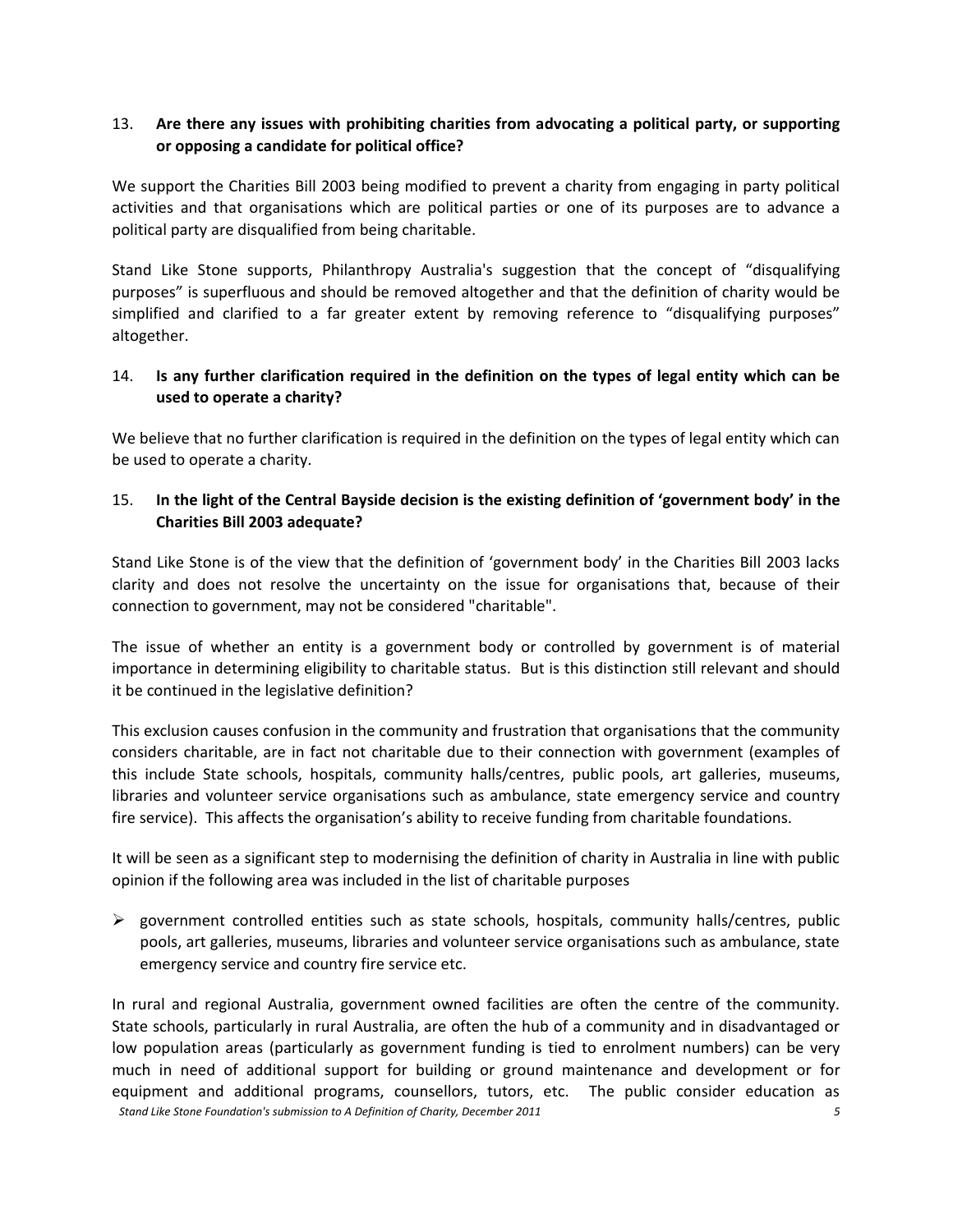13. **Are there any issues with prohibiting charities from advocating a political party, or supporting or opposing a candidate for political office?**

We support the Charities Bill 2003 being modified to prevent a charity from engaging in party political activities and that organisations which are political parties or one of its purposes are to advance a political party are disqualified from being charitable.

Stand Like Stone supports, Philanthropy Australia's suggestion that the concept of "disqualifying purposes" is superfluous and should be removed altogether and that the definition of charity would be simplified and clarified to a far greater extent by removing reference to "disqualifying purposes" altogether.

14. **Is any further clarification required in the definition on the types of legal entity which can be used to operate a charity?**

We believe that no further clarification is required in the definition on the types of legal entity which can be used to operate a charity.

15. **In the light of the Central Bayside decision is the existing definition of 'government body' in the Charities Bill 2003 adequate?**

Stand Like Stone is of the view that the definition of 'government body' in the Charities Bill 2003 lacks clarity and does not resolve the uncertainty on the issue for organisations that, because of their connection to government, may not be considered "charitable".

The issue of whether an entity is a government body or controlled by government is of material importance in determining eligibility to charitable status. But is this distinction still relevant and should it be continued in the legislative definition?

This exclusion causes confusion in the community and frustration that organisations that the community considers charitable, are in fact not charitable due to their connection with government (examples of this include State schools, hospitals, community halls/centres, public pools, art galleries, museums, libraries and volunteer service organisations such as ambulance, state emergency service and country fire service). This affects the organisation's ability to receive funding from charitable foundations.

It will be seen as a significant step to modernising the definition of charity in Australia in line with public opinion if the following area was included in the list of charitable purposes

- government controlled entities such as state schools, hospitals, community halls/centres, public pools, art galleries, museums, libraries and volunteer service organisations such as ambulance, state emergency service and country fire service etc.

In rural and regional Australia, government owned facilities are often the centre of the community. State schools, particularly in rural Australia, are often the hub of a community and in disadvantaged or low population areas (particularly as government funding is tied to enrolment numbers) can be very much in need of additional support for building or ground maintenance and development or for equipment and additional programs, counsellors, tutors, etc. The public consider education as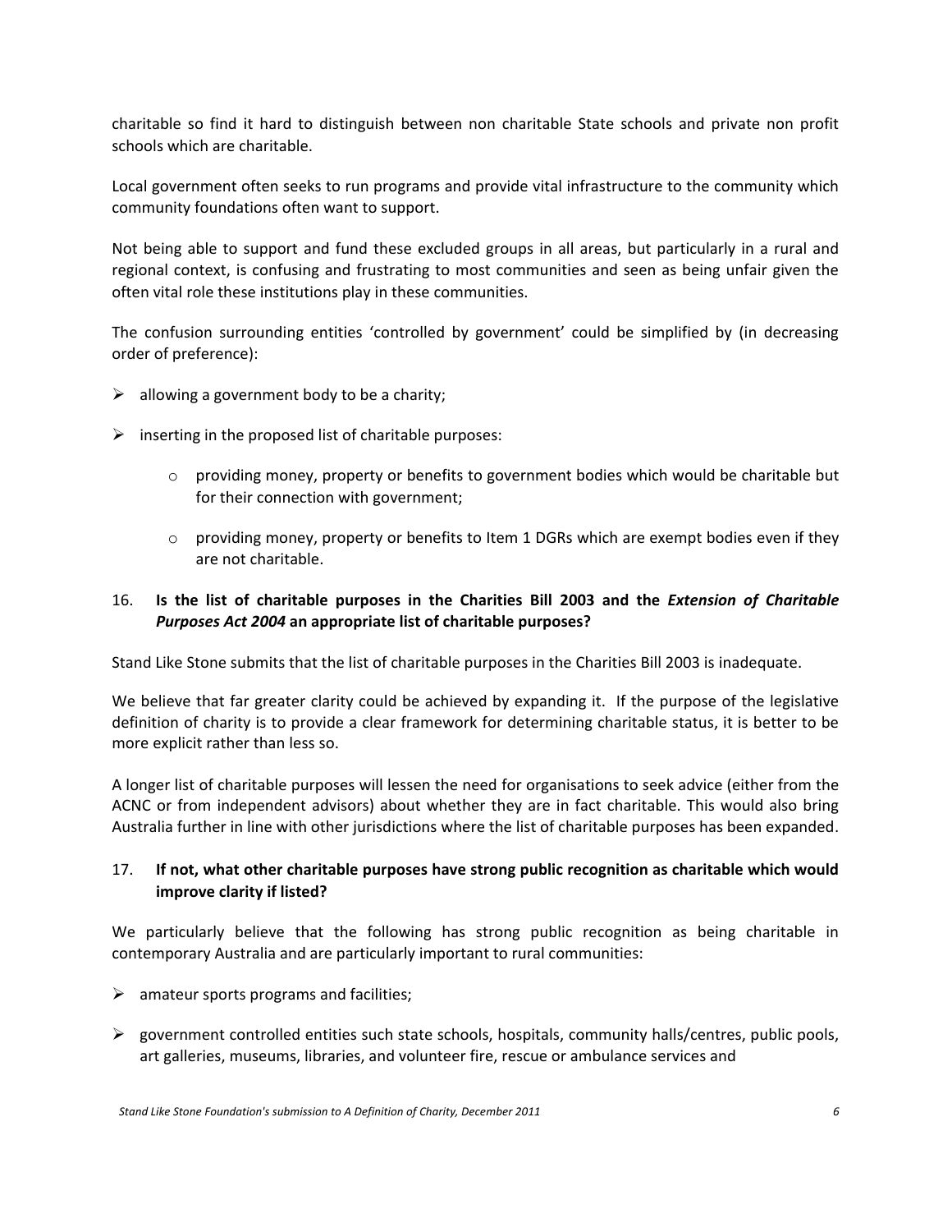charitable so find it hard to distinguish between non charitable State schools and private non profit schools which are charitable.

Local government often seeks to run programs and provide vital infrastructure to the community which community foundations often want to support.

Not being able to support and fund these excluded groups in all areas, but particularly in a rural and regional context, is confusing and frustrating to most communities and seen as being unfair given the often vital role these institutions play in these communities.

The confusion surrounding entities 'controlled by government' could be simplified by (in decreasing order of preference):

- allowing a government body to be a charity;
- inserting in the proposed list of charitable purposes:
  - providing money, property or benefits to government bodies which would be charitable but for their connection with government;
  - providing money, property or benefits to Item 1 DGRs which are exempt bodies even if they are not charitable.

16. **Is the list of charitable purposes in the Charities Bill 2003 and the *Extension of Charitable Purposes Act 2004* an appropriate list of charitable purposes?**

Stand Like Stone submits that the list of charitable purposes in the Charities Bill 2003 is inadequate.

We believe that far greater clarity could be achieved by expanding it. If the purpose of the legislative definition of charity is to provide a clear framework for determining charitable status, it is better to be more explicit rather than less so.

A longer list of charitable purposes will lessen the need for organisations to seek advice (either from the ACNC or from independent advisors) about whether they are in fact charitable. This would also bring Australia further in line with other jurisdictions where the list of charitable purposes has been expanded.

17. **If not, what other charitable purposes have strong public recognition as charitable which would improve clarity if listed?**

We particularly believe that the following has strong public recognition as being charitable in contemporary Australia and are particularly important to rural communities:

- amateur sports programs and facilities;
- government controlled entities such state schools, hospitals, community halls/centres, public pools, art galleries, museums, libraries, and volunteer fire, rescue or ambulance services and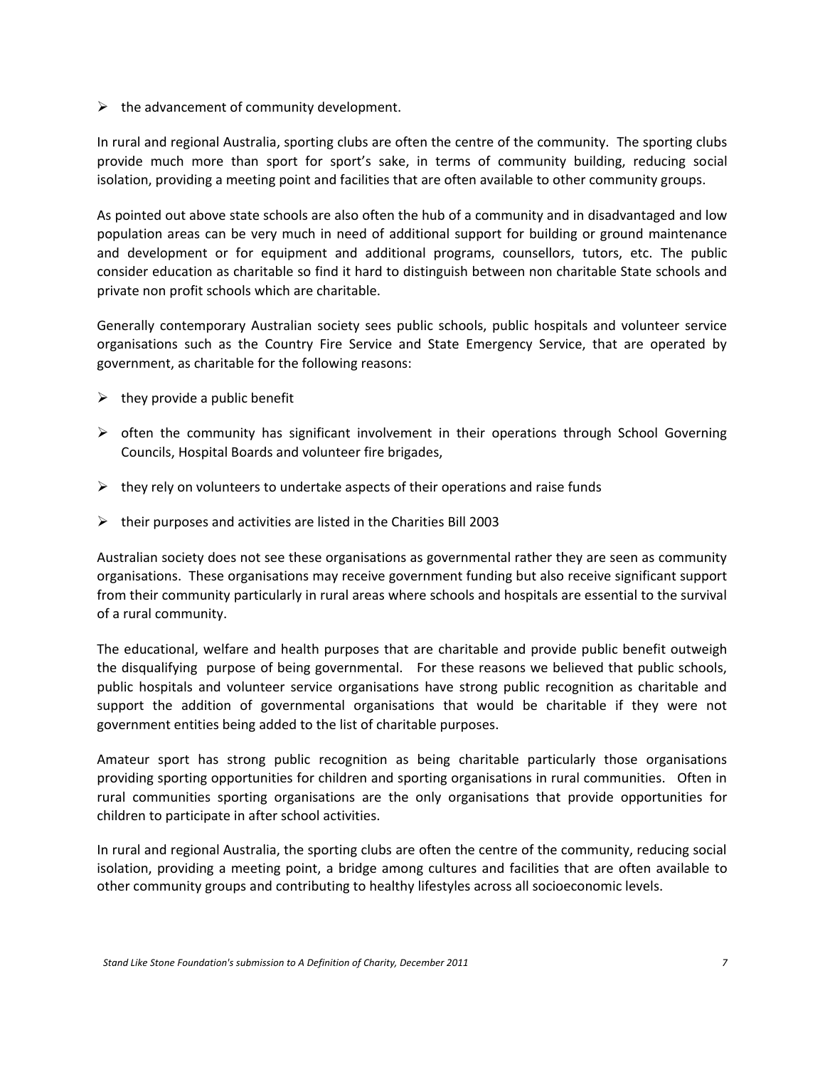- the advancement of community development.

In rural and regional Australia, sporting clubs are often the centre of the community. The sporting clubs provide much more than sport for sport's sake, in terms of community building, reducing social isolation, providing a meeting point and facilities that are often available to other community groups.

As pointed out above state schools are also often the hub of a community and in disadvantaged and low population areas can be very much in need of additional support for building or ground maintenance and development or for equipment and additional programs, counsellors, tutors, etc. The public consider education as charitable so find it hard to distinguish between non charitable State schools and private non profit schools which are charitable.

Generally contemporary Australian society sees public schools, public hospitals and volunteer service organisations such as the Country Fire Service and State Emergency Service, that are operated by government, as charitable for the following reasons:

- they provide a public benefit
- often the community has significant involvement in their operations through School Governing Councils, Hospital Boards and volunteer fire brigades,
- they rely on volunteers to undertake aspects of their operations and raise funds
- their purposes and activities are listed in the Charities Bill 2003

Australian society does not see these organisations as governmental rather they are seen as community organisations. These organisations may receive government funding but also receive significant support from their community particularly in rural areas where schools and hospitals are essential to the survival of a rural community.

The educational, welfare and health purposes that are charitable and provide public benefit outweigh the disqualifying purpose of being governmental. For these reasons we believed that public schools, public hospitals and volunteer service organisations have strong public recognition as charitable and support the addition of governmental organisations that would be charitable if they were not government entities being added to the list of charitable purposes.

Amateur sport has strong public recognition as being charitable particularly those organisations providing sporting opportunities for children and sporting organisations in rural communities. Often in rural communities sporting organisations are the only organisations that provide opportunities for children to participate in after school activities.

In rural and regional Australia, the sporting clubs are often the centre of the community, reducing social isolation, providing a meeting point, a bridge among cultures and facilities that are often available to other community groups and contributing to healthy lifestyles across all socioeconomic levels.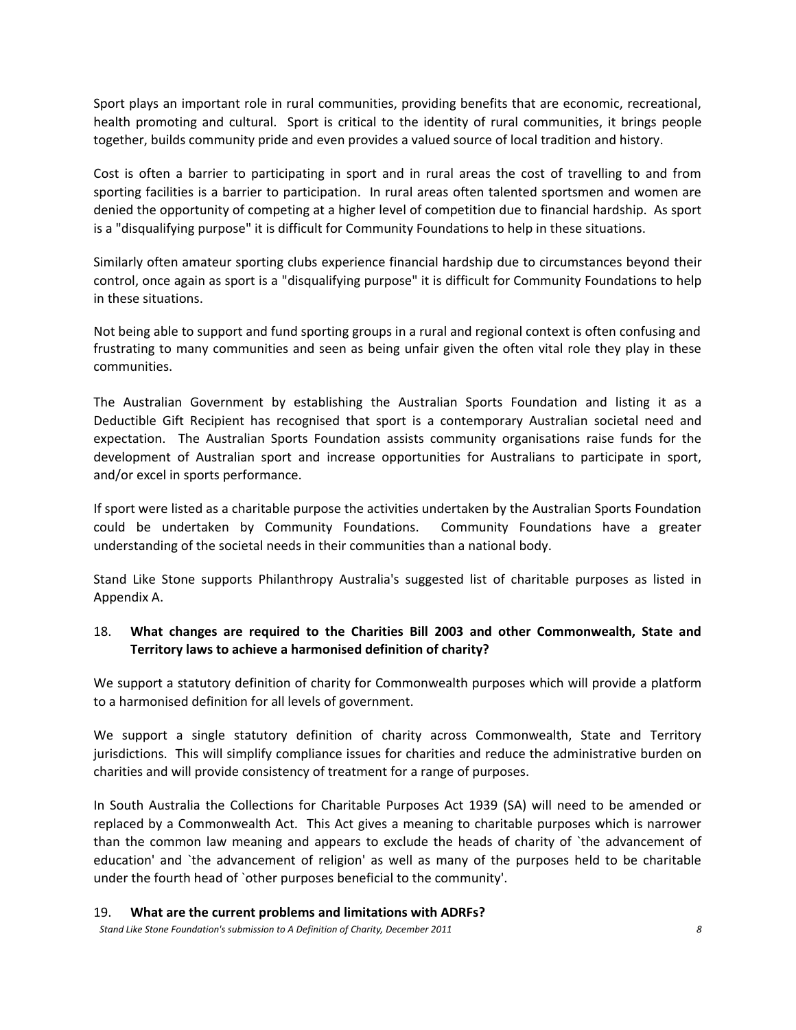Sport plays an important role in rural communities, providing benefits that are economic, recreational, health promoting and cultural. Sport is critical to the identity of rural communities, it brings people together, builds community pride and even provides a valued source of local tradition and history.

Cost is often a barrier to participating in sport and in rural areas the cost of travelling to and from sporting facilities is a barrier to participation. In rural areas often talented sportsmen and women are denied the opportunity of competing at a higher level of competition due to financial hardship. As sport is a "disqualifying purpose" it is difficult for Community Foundations to help in these situations.

Similarly often amateur sporting clubs experience financial hardship due to circumstances beyond their control, once again as sport is a "disqualifying purpose" it is difficult for Community Foundations to help in these situations.

Not being able to support and fund sporting groups in a rural and regional context is often confusing and frustrating to many communities and seen as being unfair given the often vital role they play in these communities.

The Australian Government by establishing the Australian Sports Foundation and listing it as a Deductible Gift Recipient has recognised that sport is a contemporary Australian societal need and expectation. The Australian Sports Foundation assists community organisations raise funds for the development of Australian sport and increase opportunities for Australians to participate in sport, and/or excel in sports performance.

If sport were listed as a charitable purpose the activities undertaken by the Australian Sports Foundation could be undertaken by Community Foundations. Community Foundations have a greater understanding of the societal needs in their communities than a national body.

Stand Like Stone supports Philanthropy Australia's suggested list of charitable purposes as listed in Appendix A.

18. **What changes are required to the Charities Bill 2003 and other Commonwealth, State and Territory laws to achieve a harmonised definition of charity?**

We support a statutory definition of charity for Commonwealth purposes which will provide a platform to a harmonised definition for all levels of government.

We support a single statutory definition of charity across Commonwealth, State and Territory jurisdictions. This will simplify compliance issues for charities and reduce the administrative burden on charities and will provide consistency of treatment for a range of purposes.

In South Australia the Collections for Charitable Purposes Act 1939 (SA) will need to be amended or replaced by a Commonwealth Act. This Act gives a meaning to charitable purposes which is narrower than the common law meaning and appears to exclude the heads of charity of `the advancement of education' and `the advancement of religion' as well as many of the purposes held to be charitable under the fourth head of `other purposes beneficial to the community'.

19. **What are the current problems and limitations with ADRFs?**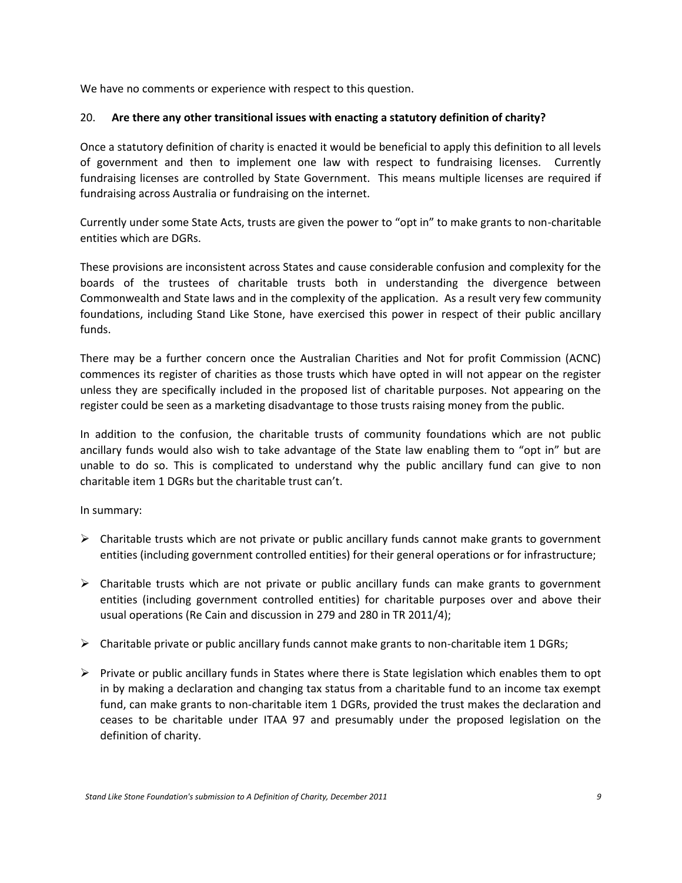We have no comments or experience with respect to this question.

20. **Are there any other transitional issues with enacting a statutory definition of charity?**

Once a statutory definition of charity is enacted it would be beneficial to apply this definition to all levels of government and then to implement one law with respect to fundraising licenses. Currently fundraising licenses are controlled by State Government. This means multiple licenses are required if fundraising across Australia or fundraising on the internet.

Currently under some State Acts, trusts are given the power to "opt in" to make grants to non-charitable entities which are DGRs.

These provisions are inconsistent across States and cause considerable confusion and complexity for the boards of the trustees of charitable trusts both in understanding the divergence between Commonwealth and State laws and in the complexity of the application. As a result very few community foundations, including Stand Like Stone, have exercised this power in respect of their public ancillary funds.

There may be a further concern once the Australian Charities and Not for profit Commission (ACNC) commences its register of charities as those trusts which have opted in will not appear on the register unless they are specifically included in the proposed list of charitable purposes. Not appearing on the register could be seen as a marketing disadvantage to those trusts raising money from the public.

In addition to the confusion, the charitable trusts of community foundations which are not public ancillary funds would also wish to take advantage of the State law enabling them to "opt in" but are unable to do so. This is complicated to understand why the public ancillary fund can give to non charitable item 1 DGRs but the charitable trust can't.

In summary:

- Charitable trusts which are not private or public ancillary funds cannot make grants to government entities (including government controlled entities) for their general operations or for infrastructure;
- Charitable trusts which are not private or public ancillary funds can make grants to government entities (including government controlled entities) for charitable purposes over and above their usual operations (Re Cain and discussion in 279 and 280 in TR 2011/4);
- Charitable private or public ancillary funds cannot make grants to non-charitable item 1 DGRs;
- Private or public ancillary funds in States where there is State legislation which enables them to opt in by making a declaration and changing tax status from a charitable fund to an income tax exempt fund, can make grants to non-charitable item 1 DGRs, provided the trust makes the declaration and ceases to be charitable under ITAA 97 and presumably under the proposed legislation on the definition of charity.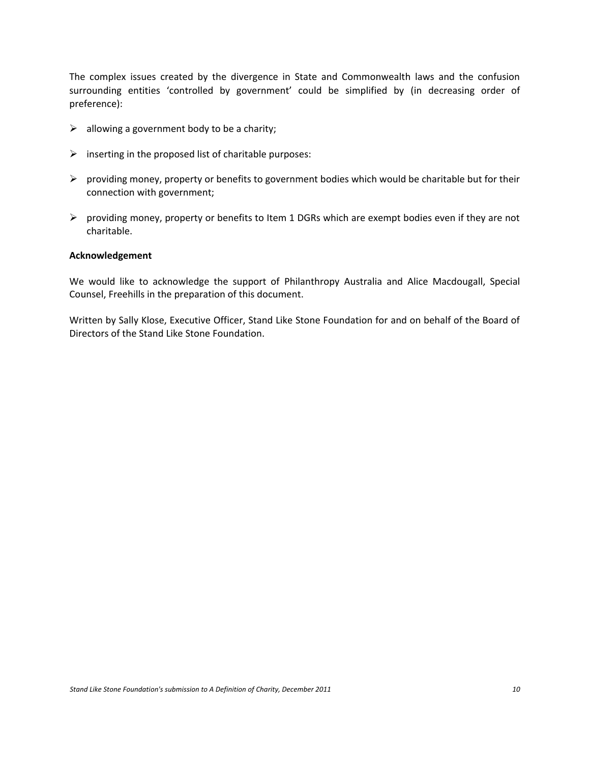The complex issues created by the divergence in State and Commonwealth laws and the confusion surrounding entities 'controlled by government' could be simplified by (in decreasing order of preference):

- allowing a government body to be a charity;
- inserting in the proposed list of charitable purposes:
- providing money, property or benefits to government bodies which would be charitable but for their connection with government;
- providing money, property or benefits to Item 1 DGRs which are exempt bodies even if they are not charitable.

**Acknowledgement**

We would like to acknowledge the support of Philanthropy Australia and Alice Macdougall, Special Counsel, Freehills in the preparation of this document.

Written by Sally Klose, Executive Officer, Stand Like Stone Foundation for and on behalf of the Board of Directors of the Stand Like Stone Foundation.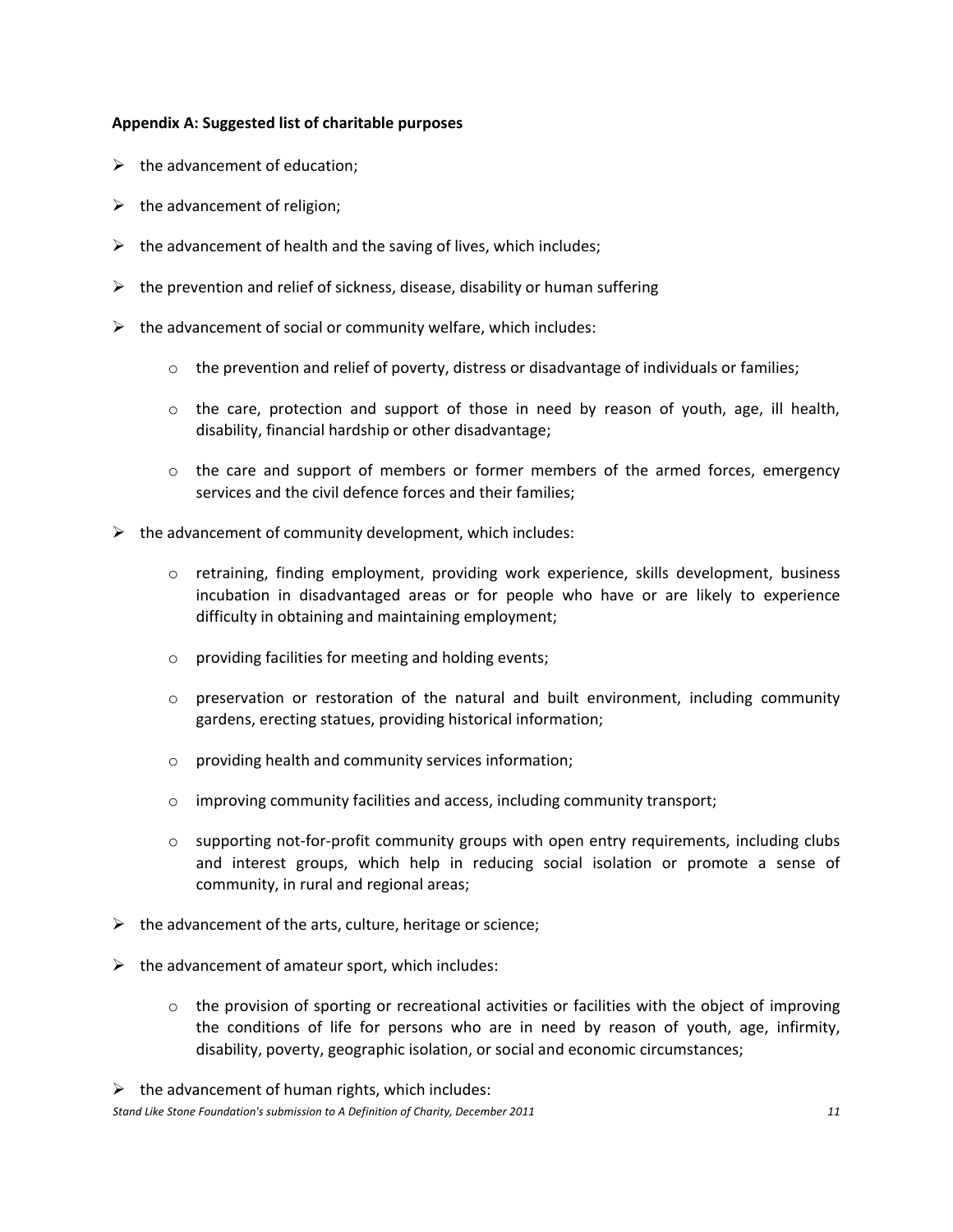**Appendix A: Suggested list of charitable purposes**

- the advancement of education;
- the advancement of religion;
- the advancement of health and the saving of lives, which includes;
- the prevention and relief of sickness, disease, disability or human suffering
- the advancement of social or community welfare, which includes:
    - the prevention and relief of poverty, distress or disadvantage of individuals or families;
    - the care, protection and support of those in need by reason of youth, age, ill health, disability, financial hardship or other disadvantage;
    - the care and support of members or former members of the armed forces, emergency services and the civil defence forces and their families;
- the advancement of community development, which includes:
    - retraining, finding employment, providing work experience, skills development, business incubation in disadvantaged areas or for people who have or are likely to experience difficulty in obtaining and maintaining employment;
    - providing facilities for meeting and holding events;
    - preservation or restoration of the natural and built environment, including community gardens, erecting statues, providing historical information;
    - providing health and community services information;
    - improving community facilities and access, including community transport;
    - supporting not-for-profit community groups with open entry requirements, including clubs and interest groups, which help in reducing social isolation or promote a sense of community, in rural and regional areas;
- the advancement of the arts, culture, heritage or science;
- the advancement of amateur sport, which includes:
    - the provision of sporting or recreational activities or facilities with the object of improving the conditions of life for persons who are in need by reason of youth, age, infirmity, disability, poverty, geographic isolation, or social and economic circumstances;
- the advancement of human rights, which includes: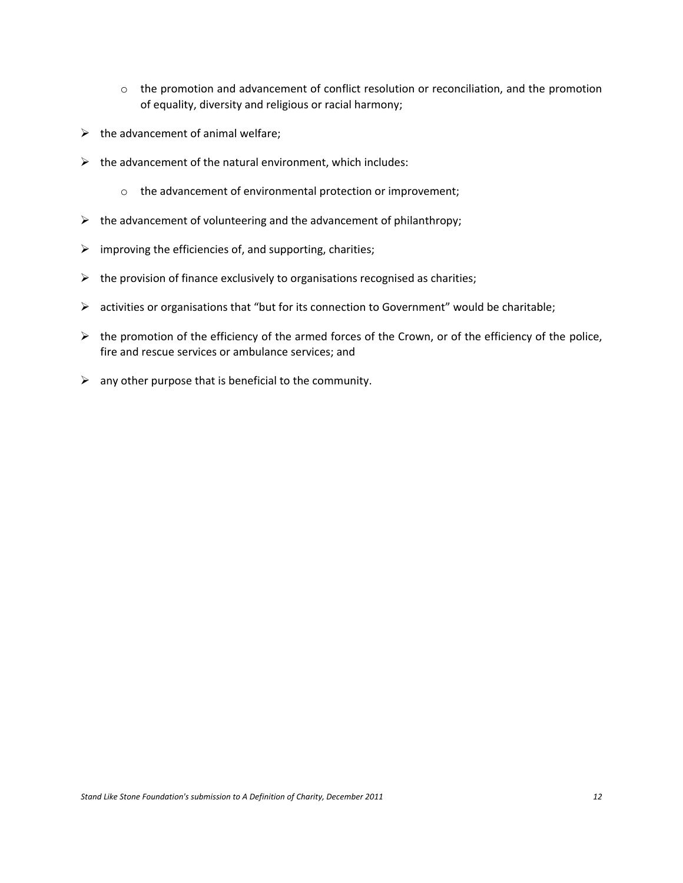- the promotion and advancement of conflict resolution or reconciliation, and the promotion of equality, diversity and religious or racial harmony;

- the advancement of animal welfare;
- the advancement of the natural environment, which includes:
   - the advancement of environmental protection or improvement;
- the advancement of volunteering and the advancement of philanthropy;
- improving the efficiencies of, and supporting, charities;
- the provision of finance exclusively to organisations recognised as charities;
- activities or organisations that "but for its connection to Government" would be charitable;
- the promotion of the efficiency of the armed forces of the Crown, or of the efficiency of the police, fire and rescue services or ambulance services; and
- any other purpose that is beneficial to the community.